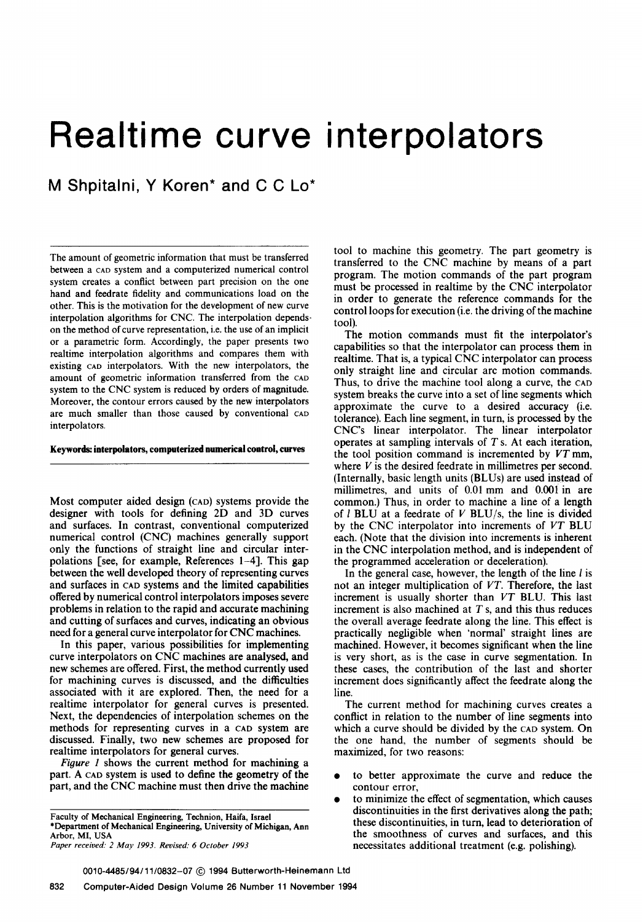# Realtime curve interpolators

## M Shpitalni, Y Koren* and C C Lo*

The amount of geometric information that must be transferred between a CAD system and a computerized numerical control system creates a conflict between part precision on the one hand and feedrate fidelity and communications load on the other. This is the motivation for the development of new curve interpolation algorithms for CNC. The interpolation depends on the method of curve representation, i.e. the use of an implicit or a parametric form. Accordingly, the paper presents two realtime interpolation algorithms and compares them with existing CAD interpolators. With the new interpolators, the amount of geometric information transferred from the CAD system to the CNC system is reduced by orders of magnitude. Moreover, the contour errors caused by the new interpolators are much smaller than those caused by conventional CAD interpolators.

**Keywords: interpolators, computerized numerical control, curves**

Most computer aided design (CAD) systems provide the designer with tools for defining 2D and 3D curves and surfaces. In contrast, conventional computerized numerical control (CNC) machines generally support only the functions of straight line and circular interpolations [see, for example, References 1–4]. This gap between the well developed theory of representing curves and surfaces in CAD systems and the limited capabilities offered by numerical control interpolators imposes severe problems in relation to the rapid and accurate machining and cutting of surfaces and curves, indicating an obvious need for a general curve interpolator for CNC machines.

In this paper, various possibilities for implementing curve interpolators on CNC machines are analysed, and new schemes are offered. First, the method currently used for machining curves is discussed, and the difficulties associated with it are explored. Then, the need for a realtime interpolator for general curves is presented. Next, the dependencies of interpolation schemes on the methods for representing curves in a CAD system are discussed. Finally, two new schemes are proposed for realtime interpolators for general curves.

*Figure 1* shows the current method for machining a part. A CAD system is used to define the geometry of the part, and the CNC machine must then drive the machine tool to machine this geometry. The part geometry is transferred to the CNC machine by means of a part program. The motion commands of the part program must be processed in realtime by the CNC interpolator in order to generate the reference commands for the control loops for execution (i.e. the driving of the machine tool).

The motion commands must fit the interpolator's capabilities so that the interpolator can process them in realtime. That is, a typical CNC interpolator can process only straight line and circular arc motion commands. Thus, to drive the machine tool along a curve, the CAD system breaks the curve into a set of line segments which approximate the curve to a desired accuracy (i.e. tolerance). Each line segment, in turn, is processed by the CNC's linear interpolator. The linear interpolator operates at sampling intervals of $T$ s. At each iteration, the tool position command is incremented by $VT$ mm, where $V$ is the desired feedrate in millimetres per second. (Internally, basic length units (BLUs) are used instead of millimetres, and units of 0.01 mm and 0.001 in are common.) Thus, in order to machine a line of a length of $l$ BLU at a feedrate of $V$ BLU/s, the line is divided by the CNC interpolator into increments of $VT$ BLU each. (Note that the division into increments is inherent in the CNC interpolation method, and is independent of the programmed acceleration or deceleration).

In the general case, however, the length of the line $l$ is not an integer multiplication of $VT$. Therefore, the last increment is usually shorter than $VT$ BLU. This last increment is also machined at $T$ s, and this thus reduces the overall average feedrate along the line. This effect is practically negligible when 'normal' straight lines are machined. However, it becomes significant when the line is very short, as is the case in curve segmentation. In these cases, the contribution of the last and shorter increment does significantly affect the feedrate along the line.

The current method for machining curves creates a conflict in relation to the number of line segments into which a curve should be divided by the CAD system. On the one hand, the number of segments should be maximized, for two reasons:

- to better approximate the curve and reduce the contour error,
- to minimize the effect of segmentation, which causes discontinuities in the first derivatives along the path; these discontinuities, in turn, lead to deterioration of the smoothness of curves and surfaces, and this necessitates additional treatment (e.g. polishing).

Faculty of Mechanical Engineering, Technion, Haifa, Israel
*Department of Mechanical Engineering, University of Michigan, Ann Arbor, MI, USA
*Paper received: 2 May 1993. Revised: 6 October 1993*

0010-4485/94/11/0832-07 © 1994 Butterworth-Heinemann Ltd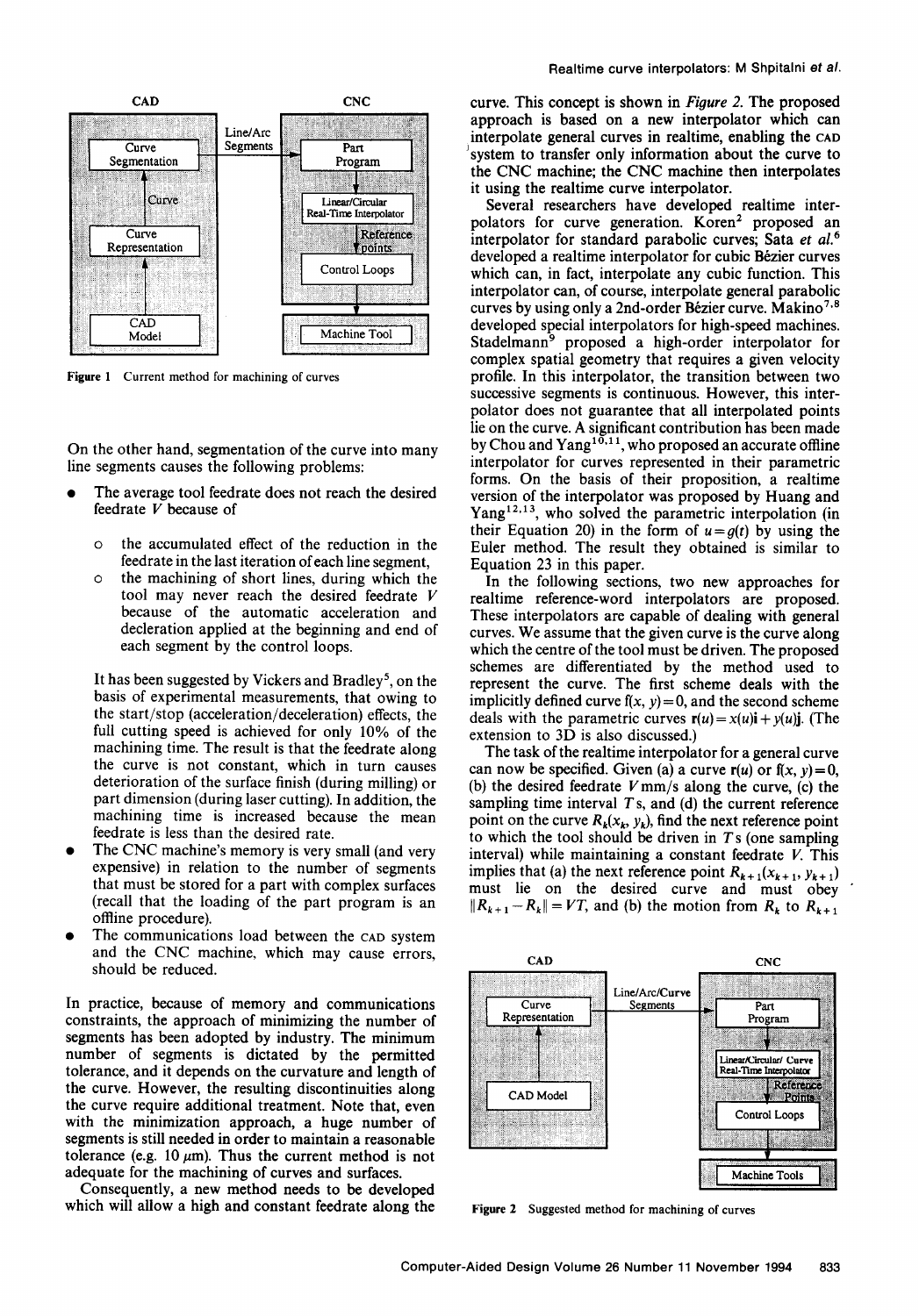**Figure 1** Current method for machining of curves

On the other hand, segmentation of the curve into many line segments causes the following problems:

- The average tool feedrate does not reach the desired feedrate $V$ because of
  - the accumulated effect of the reduction in the feedrate in the last iteration of each line segment,
  - the machining of short lines, during which the tool may never reach the desired feedrate $V$ because of the automatic acceleration and decleration applied at the beginning and end of each segment by the control loops.

  It has been suggested by Vickers and Bradley[5], on the basis of experimental measurements, that owing to the start/stop (acceleration/deceleration) effects, the full cutting speed is achieved for only 10% of the machining time. The result is that the feedrate along the curve is not constant, which in turn causes deterioration of the surface finish (during milling) or part dimension (during laser cutting). In addition, the machining time is increased because the mean feedrate is less than the desired rate.
- The CNC machine's memory is very small (and very expensive) in relation to the number of segments that must be stored for a part with complex surfaces (recall that the loading of the part program is an offline procedure).
- The communications load between the CAD system and the CNC machine, which may cause errors, should be reduced.

In practice, because of memory and communications constraints, the approach of minimizing the number of segments has been adopted by industry. The minimum number of segments is dictated by the permitted tolerance, and it depends on the curvature and length of the curve. However, the resulting discontinuities along the curve require additional treatment. Note that, even with the minimization approach, a huge number of segments is still needed in order to maintain a reasonable tolerance (e.g. 10 $\mu$m). Thus the current method is not adequate for the machining of curves and surfaces.

Consequently, a new method needs to be developed which will allow a high and constant feedrate along the curve. This concept is shown in *Figure 2*. The proposed approach is based on a new interpolator which can interpolate general curves in realtime, enabling the CAD system to transfer only information about the curve to the CNC machine; the CNC machine then interpolates it using the realtime curve interpolator.

Several researchers have developed realtime interpolators for curve generation. Koren[2] proposed an interpolator for standard parabolic curves; Sata *et al.*[6] developed a realtime interpolator for cubic Bézier curves which can, in fact, interpolate any cubic function. This interpolator can, of course, interpolate general parabolic curves by using only a 2nd-order Bézier curve. Makino[7,8] developed special interpolators for high-speed machines. Stadelmann[9] proposed a high-order interpolator for complex spatial geometry that requires a given velocity profile. In this interpolator, the transition between two successive segments is continuous. However, this interpolator does not guarantee that all interpolated points lie on the curve. A significant contribution has been made by Chou and Yang[10,11], who proposed an accurate offline interpolator for curves represented in their parametric forms. On the basis of their proposition, a realtime version of the interpolator was proposed by Huang and Yang[12,13], who solved the parametric interpolation (in their Equation 20) in the form of $u = g(t)$ by using the Euler method. The result they obtained is similar to Equation 23 in this paper.

In the following sections, two new approaches for realtime reference-word interpolators are proposed. These interpolators are capable of dealing with general curves. We assume that the given curve is the curve along which the centre of the tool must be driven. The proposed schemes are differentiated by the method used to represent the curve. The first scheme deals with the implicitly defined curve $f(x, y) = 0$, and the second scheme deals with the parametric curves $\mathbf{r}(u) = x(u)\mathbf{i} + y(u)\mathbf{j}$. (The extension to 3D is also discussed.)

The task of the realtime interpolator for a general curve can now be specified. Given (a) a curve $\mathbf{r}(u)$ or $f(x, y) = 0$, (b) the desired feedrate $V$ mm/s along the curve, (c) the sampling time interval $T$ s, and (d) the current reference point on the curve $R_k(x_k, y_k)$, find the next reference point to which the tool should be driven in $T$ s (one sampling interval) while maintaining a constant feedrate $V$. This implies that (a) the next reference point $R_{k+1}(x_{k+1}, y_{k+1})$ must lie on the desired curve and must obey $\|R_{k+1} - R_k\| = VT$, and (b) the motion from $R_k$ to $R_{k+1}$

**Figure 2** Suggested method for machining of curves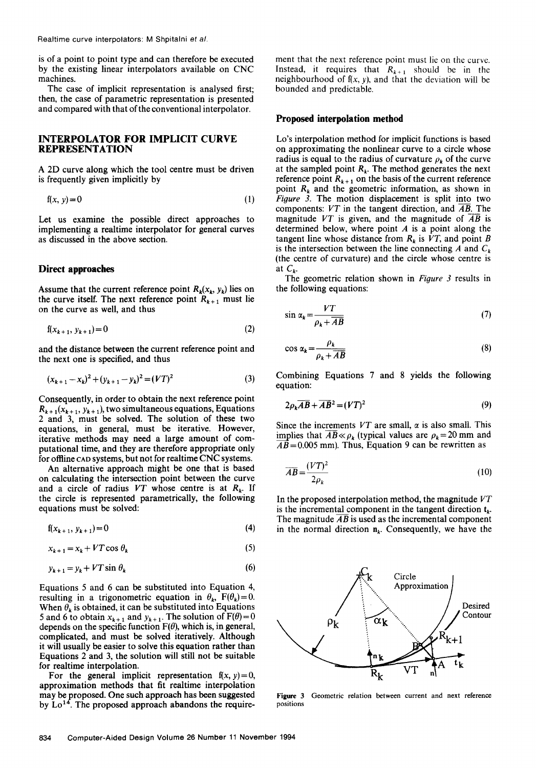is of a point to point type and can therefore be executed by the existing linear interpolators available on CNC machines.

The case of implicit representation is analysed first; then, the case of parametric representation is presented and compared with that of the conventional interpolator.

## INTERPOLATOR FOR IMPLICIT CURVE REPRESENTATION

A 2D curve along which the tool centre must be driven is frequently given implicitly by

$$f(x, y) = 0 \tag{1}$$

Let us examine the possible direct approaches to implementing a realtime interpolator for general curves as discussed in the above section.

### Direct approaches

Assume that the current reference point $R_k(x_k, y_k)$ lies on the curve itself. The next reference point $R_{k+1}$ must lie on the curve as well, and thus

$$f(x_{k+1}, y_{k+1}) = 0 \tag{2}$$

and the distance between the current reference point and the next one is specified, and thus

$$(x_{k+1} - x_k)^2 + (y_{k+1} - y_k)^2 = (VT)^2 \tag{3}$$

Consequently, in order to obtain the next reference point $R_{k+1}(x_{k+1}, y_{k+1})$, two simultaneous equations, Equations 2 and 3, must be solved. The solution of these two equations, in general, must be iterative. However, iterative methods may need a large amount of computational time, and they are therefore appropriate only for offline CAD systems, but not for realtime CNC systems.

An alternative approach might be one that is based on calculating the intersection point between the curve and a circle of radius $VT$ whose centre is at $R_k$. If the circle is represented parametrically, the following equations must be solved:

$$f(x_{k+1}, y_{k+1}) = 0 \tag{4}$$

$$x_{k+1} = x_k + VT\cos\theta_k \tag{5}$$

$$y_{k+1} = y_k + VT\sin\theta_k \tag{6}$$

Equations 5 and 6 can be substituted into Equation 4, resulting in a trigonometric equation in $\theta_k$, $F(\theta_k) = 0$. When $\theta_k$ is obtained, it can be substituted into Equations 5 and 6 to obtain $x_{k+1}$ and $y_{k+1}$. The solution of $F(\theta) = 0$ depends on the specific function $F(\theta)$, which is, in general, complicated, and must be solved iteratively. Although it will usually be easier to solve this equation rather than Equations 2 and 3, the solution will still not be suitable for realtime interpolation.

For the general implicit representation $f(x, y) = 0$, approximation methods that fit realtime interpolation may be proposed. One such approach has been suggested by Lo[14]. The proposed approach abandons the requirement that the next reference point must lie on the curve. Instead, it requires that $R_{k+1}$ should be in the neighbourhood of $f(x, y)$, and that the deviation will be bounded and predictable.

### Proposed interpolation method

Lo's interpolation method for implicit functions is based on approximating the nonlinear curve to a circle whose radius is equal to the radius of curvature $\rho_k$ of the curve at the sampled point $R_k$. The method generates the next reference point $R_{k+1}$ on the basis of the current reference point $R_k$ and the geometric information, as shown in *Figure 3*. The motion displacement is split into two components: $VT$ in the tangent direction, and $\overline{AB}$. The magnitude $VT$ is given, and the magnitude of $\overline{AB}$ is determined below, where point $A$ is a point along the tangent line whose distance from $R_k$ is $VT$, and point $B$ is the intersection between the line connecting $A$ and $C_k$ (the centre of curvature) and the circle whose centre is at $C_k$.

The geometric relation shown in *Figure 3* results in the following equations:

$$\sin\alpha_k = \frac{VT}{\rho_k + \overline{AB}} \tag{7}$$

$$\cos\alpha_k = \frac{\rho_k}{\rho_k + \overline{AB}} \tag{8}$$

Combining Equations 7 and 8 yields the following equation:

$$2\rho_k\overline{AB} + \overline{AB}^2 = (VT)^2 \tag{9}$$

Since the increments $VT$ are small, $\alpha$ is also small. This implies that $\overline{AB} \ll \rho_k$ (typical values are $\rho_k = 20$ mm and $\overline{AB} = 0.005$ mm). Thus, Equation 9 can be rewritten as

$$\overline{AB} = \frac{(VT)^2}{2\rho_k} \tag{10}$$

In the proposed interpolation method, the magnitude $VT$ is the incremental component in the tangent direction $\mathbf{t}_k$. The magnitude $\overline{AB}$ is used as the incremental component in the normal direction $\mathbf{n}_k$. Consequently, we have the

**Figure 3** Geometric relation between current and next reference positions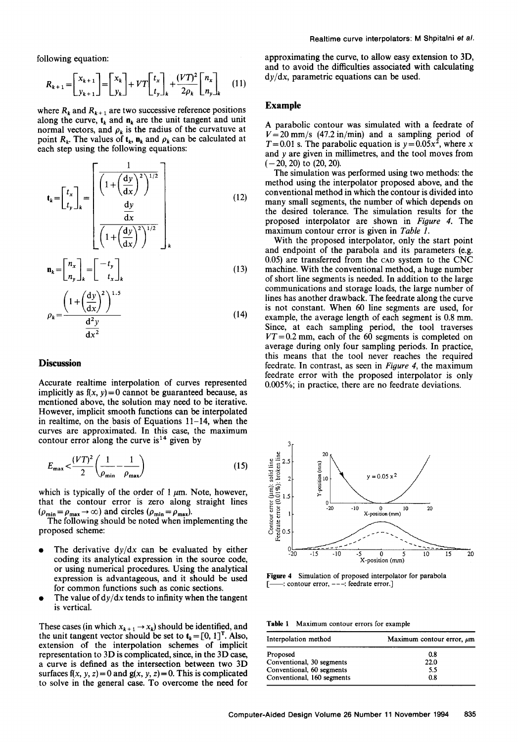following equation:

$$R_{k+1} = \begin{bmatrix} x_{k+1} \\ y_{k+1} \end{bmatrix} = \begin{bmatrix} x_k \\ y_k \end{bmatrix} + VT \begin{bmatrix} t_x \\ t_y \end{bmatrix}_k + \frac{(VT)^2}{2\rho_k} \begin{bmatrix} n_x \\ n_y \end{bmatrix}_k \quad (11)$$

where $R_k$ and $R_{k+1}$ are two successive reference positions along the curve, $\mathbf{t}_k$ and $\mathbf{n}_k$ are the unit tangent and unit normal vectors, and $\rho_k$ is the radius of the curvatuve at point $R_k$. The values of $\mathbf{t}_k$, $\mathbf{n}_k$ and $\rho_k$ can be calculated at each step using the following equations:

$$\mathbf{t}_k = \begin{bmatrix} t_x \\ t_y \end{bmatrix}_k = \begin{bmatrix} \dfrac{1}{\left(1+\left(\dfrac{dy}{dx}\right)^2\right)^{1/2}} \\ \dfrac{\dfrac{dy}{dx}}{\left(1+\left(\dfrac{dy}{dx}\right)^2\right)^{1/2}} \end{bmatrix}_k \quad (12)$$

$$\mathbf{n}_k = \begin{bmatrix} n_x \\ n_y \end{bmatrix}_k = \begin{bmatrix} -t_y \\ t_x \end{bmatrix}_k \quad (13)$$

$$\rho_k = \frac{\left(1+\left(\dfrac{dy}{dx}\right)^2\right)^{1.5}}{\dfrac{d^2y}{dx^2}} \quad (14)$$

## Discussion

Accurate realtime interpolation of curves represented implicitly as $f(x, y) = 0$ cannot be guaranteed because, as mentioned above, the solution may need to be iterative. However, implicit smooth functions can be interpolated in realtime, on the basis of Equations 11–14, when the curves are approximated. In this case, the maximum contour error along the curve is[14] given by

$$E_{max} < \frac{(VT)^2}{2}\left(\frac{1}{\rho_{min}} - \frac{1}{\rho_{max}}\right) \quad (15)$$

which is typically of the order of 1 μm. Note, however, that the contour error is zero along straight lines ($\rho_{min} = \rho_{max} \to \infty$) and circles ($\rho_{min} = \rho_{max}$).

The following should be noted when implementing the proposed scheme:

- The derivative $dy/dx$ can be evaluated by either coding its analytical expression in the source code, or using numerical procedures. Using the analytical expression is advantageous, and it should be used for common functions such as conic sections.
- The value of $dy/dx$ tends to infinity when the tangent is vertical.

These cases (in which $x_{k+1} \to x_k$) should be identified, and the unit tangent vector should be set to $\mathbf{t}_k = [0, 1]^T$. Also, extension of the interpolation schemes of implicit representation to 3D is complicated, since, in the 3D case, a curve is defined as the intersection between two 3D surfaces $f(x, y, z) = 0$ and $g(x, y, z) = 0$. This is complicated to solve in the general case. To overcome the need for approximating the curve, to allow easy extension to 3D, and to avoid the difficulties associated with calculating $dy/dx$, parametric equations can be used.

## Example

A parabolic contour was simulated with a feedrate of $V = 20$ mm/s (47.2 in/min) and a sampling period of $T = 0.01$ s. The parabolic equation is $y = 0.05x^2$, where $x$ and $y$ are given in millimetres, and the tool moves from $(-20, 20)$ to $(20, 20)$.

The simulation was performed using two methods: the method using the interpolator proposed above, and the conventional method in which the contour is divided into many small segments, the number of which depends on the desired tolerance. The simulation results for the proposed interpolator are shown in *Figure 4*. The maximum contour error is given in *Table 1*.

With the proposed interpolator, only the start point and endpoint of the parabola and its parameters (e.g. 0.05) are transferred from the CAD system to the CNC machine. With the conventional method, a huge number of short line segments is needed. In addition to the large communications and storage loads, the large number of lines has another drawback. The feedrate along the curve is not constant. When 60 line segments are used, for example, the average length of each segment is 0.8 mm. Since, at each sampling period, the tool traverses $VT = 0.2$ mm, each of the 60 segments is completed on average during only four sampling periods. In practice, this means that the tool never reaches the required feedrate. In contrast, as seen in *Figure 4*, the maximum feedrate error with the proposed interpolator is only 0.005%; in practice, there are no feedrate deviations.

**Figure 4** Simulation of proposed interpolator for parabola [——: contour error, - - -: feedrate error.]

**Table 1** Maximum contour errors for example

| Interpolation method | Maximum contour error, μm |
|---|---|
| Proposed | 0.8 |
| Conventional, 30 segments | 22.0 |
| Conventional, 60 segments | 5.5 |
| Conventional, 160 segments | 0.8 |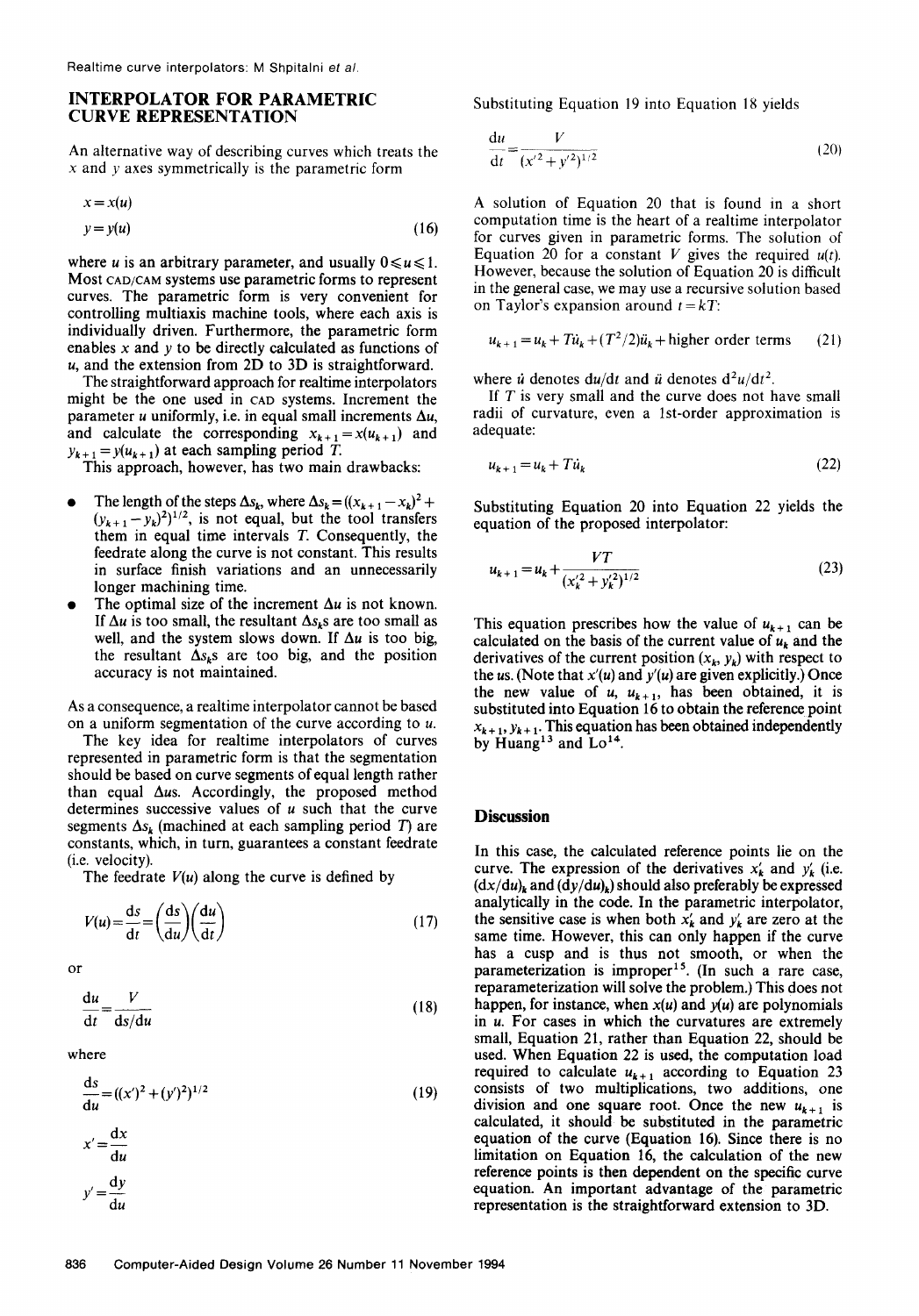## INTERPOLATOR FOR PARAMETRIC CURVE REPRESENTATION

An alternative way of describing curves which treats the $x$ and $y$ axes symmetrically is the parametric form

$$x = x(u)$$
$$y = y(u) \tag{16}$$

where $u$ is an arbitrary parameter, and usually $0 \leqslant u \leqslant 1$. Most CAD/CAM systems use parametric forms to represent curves. The parametric form is very convenient for controlling multiaxis machine tools, where each axis is individually driven. Furthermore, the parametric form enables $x$ and $y$ to be directly calculated as functions of $u$, and the extension from 2D to 3D is straightforward.

The straightforward approach for realtime interpolators might be the one used in CAD systems. Increment the parameter $u$ uniformly, i.e. in equal small increments $\Delta u$, and calculate the corresponding $x_{k+1} = x(u_{k+1})$ and $y_{k+1} = y(u_{k+1})$ at each sampling period $T$.

This approach, however, has two main drawbacks:

- The length of the steps $\Delta s_k$, where $\Delta s_k = ((x_{k+1} - x_k)^2 + (y_{k+1} - y_k)^2)^{1/2}$, is not equal, but the tool transfers them in equal time intervals $T$. Consequently, the feedrate along the curve is not constant. This results in surface finish variations and an unnecessarily longer machining time.
- The optimal size of the increment $\Delta u$ is not known. If $\Delta u$ is too small, the resultant $\Delta s_k$s are too small as well, and the system slows down. If $\Delta u$ is too big, the resultant $\Delta s_k$s are too big, and the position accuracy is not maintained.

As a consequence, a realtime interpolator cannot be based on a uniform segmentation of the curve according to $u$.

The key idea for realtime interpolators of curves represented in parametric form is that the segmentation should be based on curve segments of equal length rather than equal $\Delta u$s. Accordingly, the proposed method determines successive values of $u$ such that the curve segments $\Delta s_k$ (machined at each sampling period $T$) are constants, which, in turn, guarantees a constant feedrate (i.e. velocity).

The feedrate $V(u)$ along the curve is defined by

$$V(u) = \frac{ds}{dt} = \left(\frac{ds}{du}\right)\left(\frac{du}{dt}\right) \tag{17}$$

or

$$\frac{du}{dt} = \frac{V}{ds/du} \tag{18}$$

where

$$\frac{ds}{du} = ((x')^2 + (y')^2)^{1/2} \tag{19}$$

$$x' = \frac{dx}{du}$$

$$y' = \frac{dy}{du}$$

Substituting Equation 19 into Equation 18 yields

$$\frac{du}{dt} = \frac{V}{(x'^2 + y'^2)^{1/2}} \tag{20}$$

A solution of Equation 20 that is found in a short computation time is the heart of a realtime interpolator for curves given in parametric forms. The solution of Equation 20 for a constant $V$ gives the required $u(t)$. However, because the solution of Equation 20 is difficult in the general case, we may use a recursive solution based on Taylor's expansion around $t = kT$:

$$u_{k+1} = u_k + T\dot{u}_k + (T^2/2)\ddot{u}_k + \text{higher order terms} \tag{21}$$

where $\dot{u}$ denotes $du/dt$ and $\ddot{u}$ denotes $d^2u/dt^2$.

If $T$ is very small and the curve does not have small radii of curvature, even a 1st-order approximation is adequate:

$$u_{k+1} = u_k + T\dot{u}_k \tag{22}$$

Substituting Equation 20 into Equation 22 yields the equation of the proposed interpolator:

$$u_{k+1} = u_k + \frac{VT}{(x_k'^2 + y_k'^2)^{1/2}} \tag{23}$$

This equation prescribes how the value of $u_{k+1}$ can be calculated on the basis of the current value of $u_k$ and the derivatives of the current position $(x_k, y_k)$ with respect to the $u$s. (Note that $x'(u)$ and $y'(u)$ are given explicitly.) Once the new value of $u$, $u_{k+1}$, has been obtained, it is substituted into Equation 16 to obtain the reference point $x_{k+1}, y_{k+1}$. This equation has been obtained independently by Huang[13] and Lo[14].

### Discussion

In this case, the calculated reference points lie on the curve. The expression of the derivatives $x_k'$ and $y_k'$ (i.e. $(dx/du)_k$ and $(dy/du)_k$) should also preferably be expressed analytically in the code. In the parametric interpolator, the sensitive case is when both $x_k'$ and $y_k'$ are zero at the same time. However, this can only happen if the curve has a cusp and is thus not smooth, or when the parameterization is improper[15]. (In such a rare case, reparameterization will solve the problem.) This does not happen, for instance, when $x(u)$ and $y(u)$ are polynomials in $u$. For cases in which the curvatures are extremely small, Equation 21, rather than Equation 22, should be used. When Equation 22 is used, the computation load required to calculate $u_{k+1}$ according to Equation 23 consists of two multiplications, two additions, one division and one square root. Once the new $u_{k+1}$ is calculated, it should be substituted in the parametric equation of the curve (Equation 16). Since there is no limitation on Equation 16, the calculation of the new reference points is then dependent on the specific curve equation. An important advantage of the parametric representation is the straightforward extension to 3D.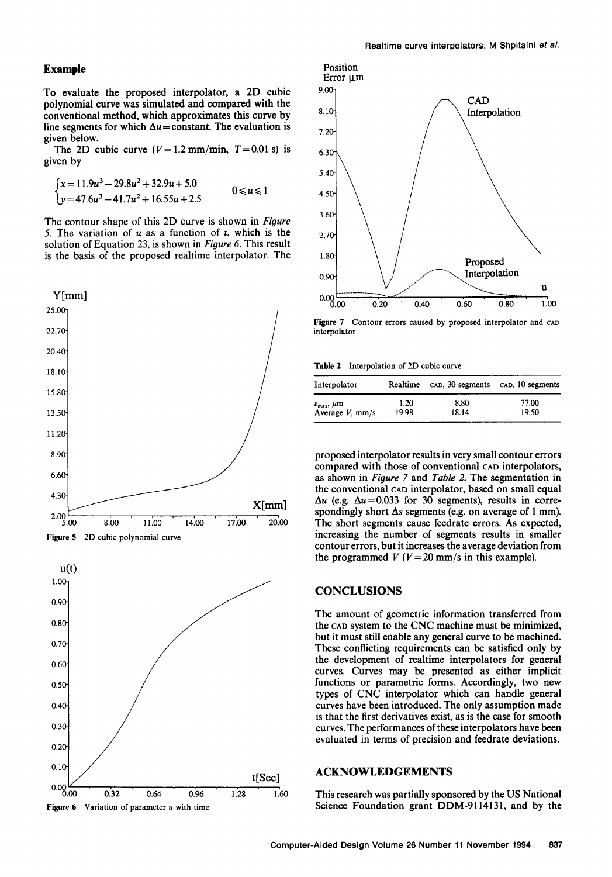## Example

To evaluate the proposed interpolator, a 2D cubic polynomial curve was simulated and compared with the conventional method, which approximates this curve by line segments for which $\Delta u$ = constant. The evaluation is given below.

The 2D cubic curve ($V = 1.2$ mm/min, $T = 0.01$ s) is given by

$$\begin{cases} x = 11.9u^3 - 29.8u^2 + 32.9u + 5.0 \\ y = 47.6u^3 - 41.7u^2 + 16.55u + 2.5 \end{cases} \quad 0 \leqslant u \leqslant 1$$

The contour shape of this 2D curve is shown in *Figure 5*. The variation of $u$ as a function of $t$, which is the solution of Equation 23, is shown in *Figure 6*. This result is the basis of the proposed realtime interpolator. The proposed interpolator results in very small contour errors compared with those of conventional CAD interpolators, as shown in *Figure 7* and *Table 2*. The segmentation in the conventional CAD interpolator, based on small equal $\Delta u$ (e.g. $\Delta u = 0.033$ for 30 segments), results in correspondingly short $\Delta s$ segments (e.g. on average of 1 mm). The short segments cause feedrate errors. As expected, increasing the number of segments results in smaller contour errors, but it increases the average deviation from the programmed $V$ ($V = 20$ mm/s in this example).

**Figure 5** 2D cubic polynomial curve

**Figure 6** Variation of parameter $u$ with time

**Figure 7** Contour errors caused by proposed interpolator and CAD interpolator

**Table 2** Interpolation of 2D cubic curve

| Interpolator | Realtime | CAD, 30 segments | CAD, 10 segments |
|---|---|---|---|
| $\varepsilon_{max}$, $\mu$m | 1.20 | 8.80 | 77.00 |
| Average $V$, mm/s | 19.98 | 18.14 | 19.50 |

## CONCLUSIONS

The amount of geometric information transferred from the CAD system to the CNC machine must be minimized, but it must still enable any general curve to be machined. These conflicting requirements can be satisfied only by the development of realtime interpolators for general curves. Curves may be presented as either implicit functions or parametric forms. Accordingly, two new types of CNC interpolator which can handle general curves have been introduced. The only assumption made is that the first derivatives exist, as is the case for smooth curves. The performances of these interpolators have been evaluated in terms of precision and feedrate deviations.

## ACKNOWLEDGEMENTS

This research was partially sponsored by the US National Science Foundation grant DDM-9114131, and by the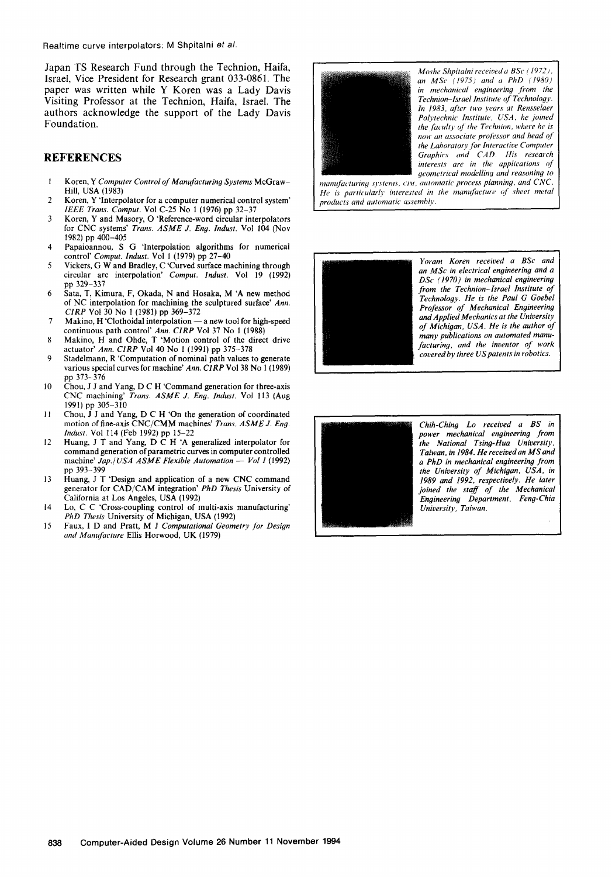Japan TS Research Fund through the Technion, Haifa, Israel, Vice President for Research grant 033-0861. The paper was written while Y Koren was a Lady Davis Visiting Professor at the Technion, Haifa, Israel. The authors acknowledge the support of the Lady Davis Foundation.

## REFERENCES

1. Koren, Y *Computer Control of Manufacturing Systems* McGraw-Hill, USA (1983)
2. Koren, Y 'Interpolator for a computer numerical control system' *IEEE Trans. Comput.* Vol C-25 No 1 (1976) pp 32–37
3. Koren, Y and Masory, O 'Reference-word circular interpolators for CNC systems' *Trans. ASME J. Eng. Indust.* Vol 104 (Nov 1982) pp 400–405
4. Papaioannou, S G 'Interpolation algorithms for numerical control' *Comput. Indust.* Vol 1 (1979) pp 27–40
5. Vickers, G W and Bradley, C 'Curved surface machining through circular arc interpolation' *Comput. Indust.* Vol 19 (1992) pp 329–337
6. Sata, T, Kimura, F, Okada, N and Hosaka, M 'A new method of NC interpolation for machining the sculptured surface' *Ann. CIRP* Vol 30 No 1 (1981) pp 369–372
7. Makino, H 'Clothoidal interpolation — a new tool for high-speed continuous path control' *Ann. CIRP* Vol 37 No 1 (1988)
8. Makino, H and Ohde, T 'Motion control of the direct drive actuator' *Ann. CIRP* Vol 40 No 1 (1991) pp 375–378
9. Stadelmann, R 'Computation of nominal path values to generate various special curves for machine' *Ann. CIRP* Vol 38 No 1 (1989) pp 373–376
10. Chou, J J and Yang, D C H 'Command generation for three-axis CNC machining' *Trans. ASME J. Eng. Indust.* Vol 113 (Aug 1991) pp 305–310
11. Chou, J J and Yang, D C H 'On the generation of coordinated motion of fine-axis CNC/CMM machines' *Trans. ASME J. Eng. Indust.* Vol 114 (Feb 1992) pp 15–22
12. Huang, J T and Yang, D C H 'A generalized interpolator for command generation of parametric curves in computer controlled machine' *Jap./USA ASME Flexible Automation — Vol 1* (1992) pp 393–399
13. Huang, J T 'Design and application of a new CNC command generator for CAD/CAM integration' *PhD Thesis* University of California at Los Angeles, USA (1992)
14. Lo, C C 'Cross-coupling control of multi-axis manufacturing' *PhD Thesis* University of Michigan, USA (1992)
15. Faux, I D and Pratt, M J *Computational Geometry for Design and Manufacture* Ellis Horwood, UK (1979)

*Moshe Shpitalni received a BSc (1972), an MSc (1975) and a PhD (1980) in mechanical engineering from the Technion–Israel Institute of Technology. In 1983, after two years at Rensselaer Polytechnic Institute, USA, he joined the faculty of the Technion, where he is now an associate professor and head of the Laboratory for Interactive Computer Graphics and CAD. His research interests are in the applications of geometrical modelling and reasoning to manufacturing systems, CIM, automatic process planning, and CNC. He is particularly interested in the manufacture of sheet metal products and automatic assembly.*

*Yoram Koren received a BSc and an MSc in electrical engineering and a DSc (1970) in mechanical engineering from the Technion–Israel Institute of Technology. He is the Paul G Goebel Professor of Mechanical Engineering and Applied Mechanics at the University of Michigan, USA. He is the author of many publications on automated manufacturing, and the inventor of work covered by three US patents in robotics.*

*Chih-Ching Lo received a BS in power mechanical engineering from the National Tsing-Hua University, Taiwan, in 1984. He received an MS and a PhD in mechanical engineering from the University of Michigan, USA, in 1989 and 1992, respectively. He later joined the staff of the Mechanical Engineering Department, Feng-Chia University, Taiwan.*